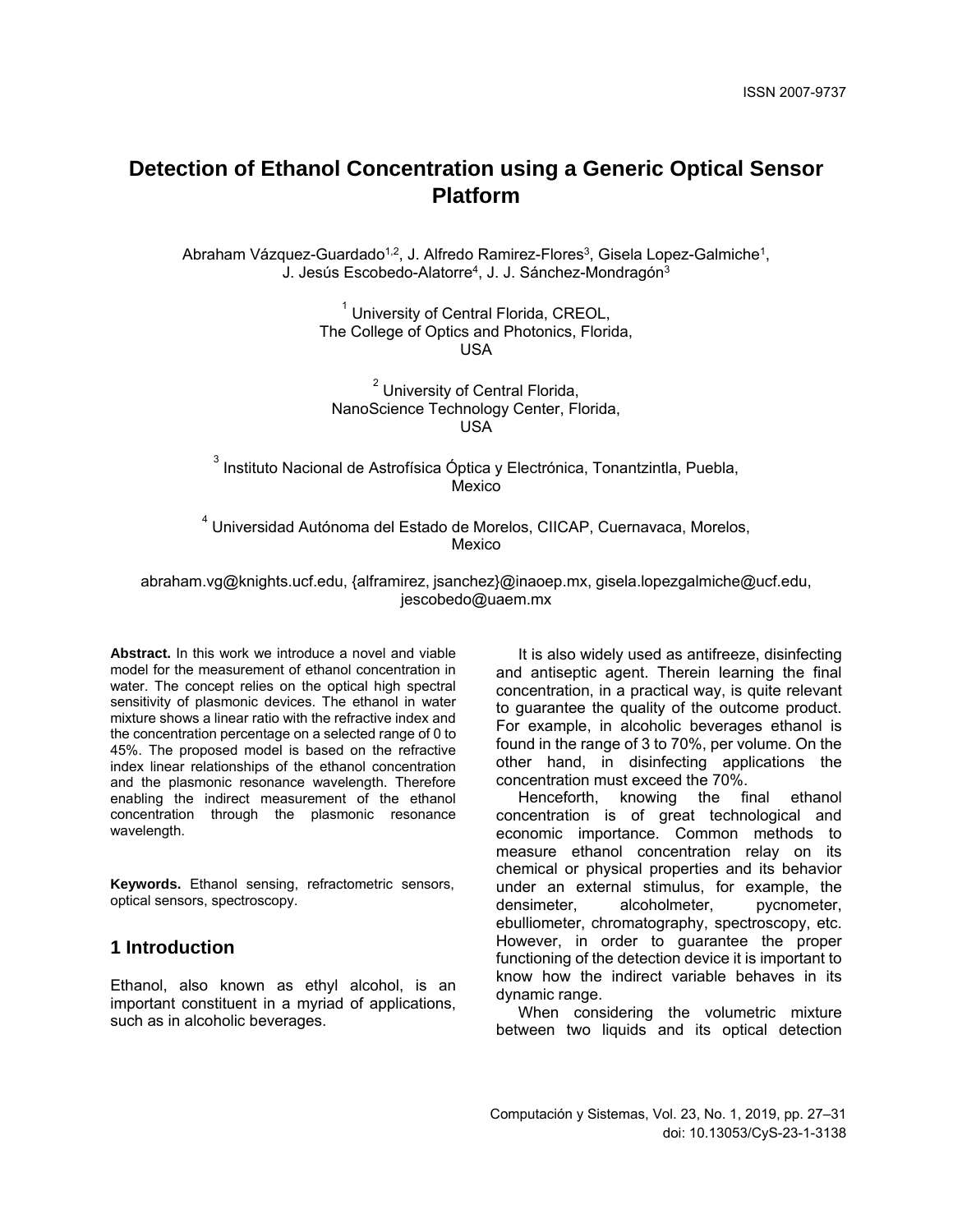ISSN 2007-9737

# Detection of Ethanol Concentration using a Generic Optical Sensor Platform

Abraham Vázquez-Guardado[1,2], J. Alfredo Ramirez-Flores[3], Gisela Lopez-Galmiche[1], J. Jesús Escobedo-Alatorre[4], J. J. Sánchez-Mondragón[3]

[1] University of Central Florida, CREOL, The College of Optics and Photonics, Florida, USA

[2] University of Central Florida, NanoScience Technology Center, Florida, USA

[3] Instituto Nacional de Astrofísica Óptica y Electrónica, Tonantzintla, Puebla, Mexico

[4] Universidad Autónoma del Estado de Morelos, CIICAP, Cuernavaca, Morelos, Mexico

abraham.vg@knights.ucf.edu, {alframirez, jsanchez}@inaoep.mx, gisela.lopezgalmiche@ucf.edu, jescobedo@uaem.mx

**Abstract.** In this work we introduce a novel and viable model for the measurement of ethanol concentration in water. The concept relies on the optical high spectral sensitivity of plasmonic devices. The ethanol in water mixture shows a linear ratio with the refractive index and the concentration percentage on a selected range of 0 to 45%. The proposed model is based on the refractive index linear relationships of the ethanol concentration and the plasmonic resonance wavelength. Therefore enabling the indirect measurement of the ethanol concentration through the plasmonic resonance wavelength.

**Keywords.** Ethanol sensing, refractometric sensors, optical sensors, spectroscopy.

## 1 Introduction

Ethanol, also known as ethyl alcohol, is an important constituent in a myriad of applications, such as in alcoholic beverages.

It is also widely used as antifreeze, disinfecting and antiseptic agent. Therein learning the final concentration, in a practical way, is quite relevant to guarantee the quality of the outcome product. For example, in alcoholic beverages ethanol is found in the range of 3 to 70%, per volume. On the other hand, in disinfecting applications the concentration must exceed the 70%.

Henceforth, knowing the final ethanol concentration is of great technological and economic importance. Common methods to measure ethanol concentration relay on its chemical or physical properties and its behavior under an external stimulus, for example, the densimeter, alcoholmeter, pycnometer, ebulliometer, chromatography, spectroscopy, etc. However, in order to guarantee the proper functioning of the detection device it is important to know how the indirect variable behaves in its dynamic range.

When considering the volumetric mixture between two liquids and its optical detection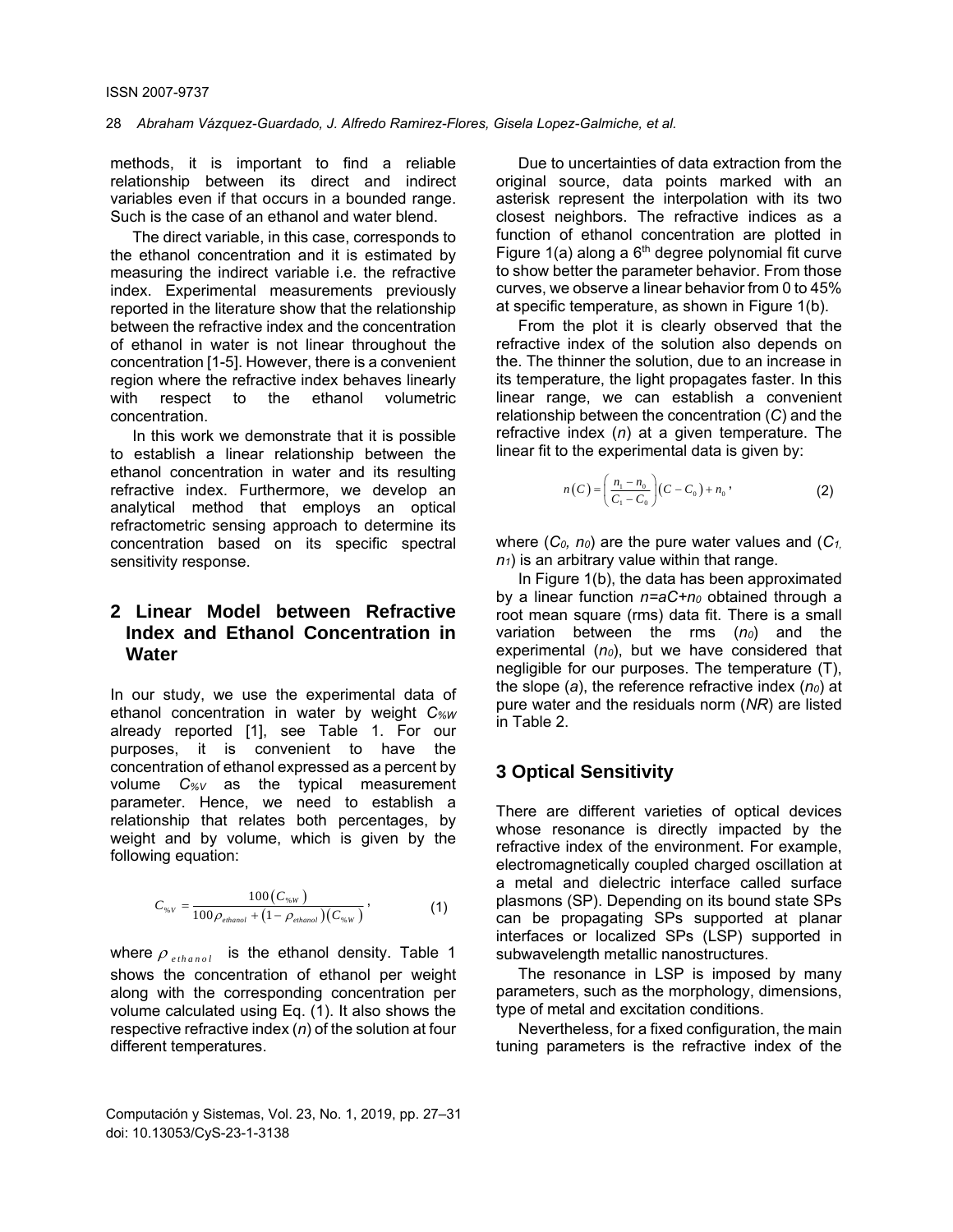methods, it is important to find a reliable relationship between its direct and indirect variables even if that occurs in a bounded range. Such is the case of an ethanol and water blend.

The direct variable, in this case, corresponds to the ethanol concentration and it is estimated by measuring the indirect variable i.e. the refractive index. Experimental measurements previously reported in the literature show that the relationship between the refractive index and the concentration of ethanol in water is not linear throughout the concentration [1-5]. However, there is a convenient region where the refractive index behaves linearly with respect to the ethanol volumetric concentration.

In this work we demonstrate that it is possible to establish a linear relationship between the ethanol concentration in water and its resulting refractive index. Furthermore, we develop an analytical method that employs an optical refractometric sensing approach to determine its concentration based on its specific spectral sensitivity response.

## 2 Linear Model between Refractive Index and Ethanol Concentration in Water

In our study, we use the experimental data of ethanol concentration in water by weight $C_{\%W}$ already reported [1], see Table 1. For our purposes, it is convenient to have the concentration of ethanol expressed as a percent by volume $C_{\%V}$ as the typical measurement parameter. Hence, we need to establish a relationship that relates both percentages, by weight and by volume, which is given by the following equation:

$$C_{\%V} = \frac{100\left(C_{\%W}\right)}{100\rho_{ethanol} + \left(1-\rho_{ethanol}\right)\left(C_{\%W}\right)}, \tag{1}$$

where $\rho_{ethanol}$ is the ethanol density. Table 1 shows the concentration of ethanol per weight along with the corresponding concentration per volume calculated using Eq. (1). It also shows the respective refractive index ($n$) of the solution at four different temperatures.

Due to uncertainties of data extraction from the original source, data points marked with an asterisk represent the interpolation with its two closest neighbors. The refractive indices as a function of ethanol concentration are plotted in Figure 1(a) along a 6[th] degree polynomial fit curve to show better the parameter behavior. From those curves, we observe a linear behavior from 0 to 45% at specific temperature, as shown in Figure 1(b).

From the plot it is clearly observed that the refractive index of the solution also depends on the. The thinner the solution, due to an increase in its temperature, the light propagates faster. In this linear range, we can establish a convenient relationship between the concentration ($C$) and the refractive index ($n$) at a given temperature. The linear fit to the experimental data is given by:

$$n\left(C\right) = \left(\frac{n_1 - n_0}{C_1 - C_0}\right)\left(C - C_0\right) + n_0, \tag{2}$$

where ($C_0$, $n_0$) are the pure water values and ($C_1$, $n_1$) is an arbitrary value within that range.

In Figure 1(b), the data has been approximated by a linear function $n=aC+n_0$ obtained through a root mean square (rms) data fit. There is a small variation between the rms ($n_0$) and the experimental ($n_0$), but we have considered that negligible for our purposes. The temperature (T), the slope ($a$), the reference refractive index ($n_0$) at pure water and the residuals norm ($NR$) are listed in Table 2.

## 3 Optical Sensitivity

There are different varieties of optical devices whose resonance is directly impacted by the refractive index of the environment. For example, electromagnetically coupled charged oscillation at a metal and dielectric interface called surface plasmons (SP). Depending on its bound state SPs can be propagating SPs supported at planar interfaces or localized SPs (LSP) supported in subwavelength metallic nanostructures.

The resonance in LSP is imposed by many parameters, such as the morphology, dimensions, type of metal and excitation conditions.

Nevertheless, for a fixed configuration, the main tuning parameters is the refractive index of the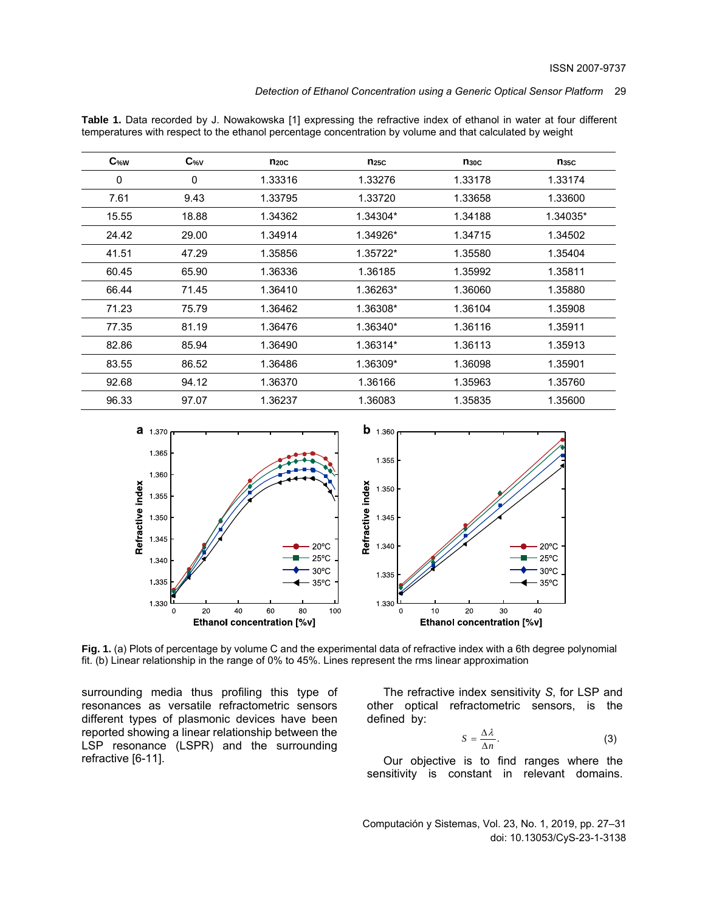**Table 1.** Data recorded by J. Nowakowska [1] expressing the refractive index of ethanol in water at four different temperatures with respect to the ethanol percentage concentration by volume and that calculated by weight

| $C_{\%W}$ | $C_{\%V}$ | $n_{20C}$ | $n_{25C}$ | $n_{30C}$ | $n_{35C}$ |
|---|---|---|---|---|---|
| 0 | 0 | 1.33316 | 1.33276 | 1.33178 | 1.33174 |
| 7.61 | 9.43 | 1.33795 | 1.33720 | 1.33658 | 1.33600 |
| 15.55 | 18.88 | 1.34362 | 1.34304* | 1.34188 | 1.34035* |
| 24.42 | 29.00 | 1.34914 | 1.34926* | 1.34715 | 1.34502 |
| 41.51 | 47.29 | 1.35856 | 1.35722* | 1.35580 | 1.35404 |
| 60.45 | 65.90 | 1.36336 | 1.36185 | 1.35992 | 1.35811 |
| 66.44 | 71.45 | 1.36410 | 1.36263* | 1.36060 | 1.35880 |
| 71.23 | 75.79 | 1.36462 | 1.36308* | 1.36104 | 1.35908 |
| 77.35 | 81.19 | 1.36476 | 1.36340* | 1.36116 | 1.35911 |
| 82.86 | 85.94 | 1.36490 | 1.36314* | 1.36113 | 1.35913 |
| 83.55 | 86.52 | 1.36486 | 1.36309* | 1.36098 | 1.35901 |
| 92.68 | 94.12 | 1.36370 | 1.36166 | 1.35963 | 1.35760 |
| 96.33 | 97.07 | 1.36237 | 1.36083 | 1.35835 | 1.35600 |

**Fig. 1.** (a) Plots of percentage by volume C and the experimental data of refractive index with a 6th degree polynomial fit. (b) Linear relationship in the range of 0% to 45%. Lines represent the rms linear approximation

surrounding media thus profiling this type of resonances as versatile refractometric sensors different types of plasmonic devices have been reported showing a linear relationship between the LSP resonance (LSPR) and the surrounding refractive [6-11].

The refractive index sensitivity $S$, for LSP and other optical refractometric sensors, is the defined by:

$$S = \frac{\Delta\lambda}{\Delta n}. \quad (3)$$

Our objective is to find ranges where the sensitivity is constant in relevant domains.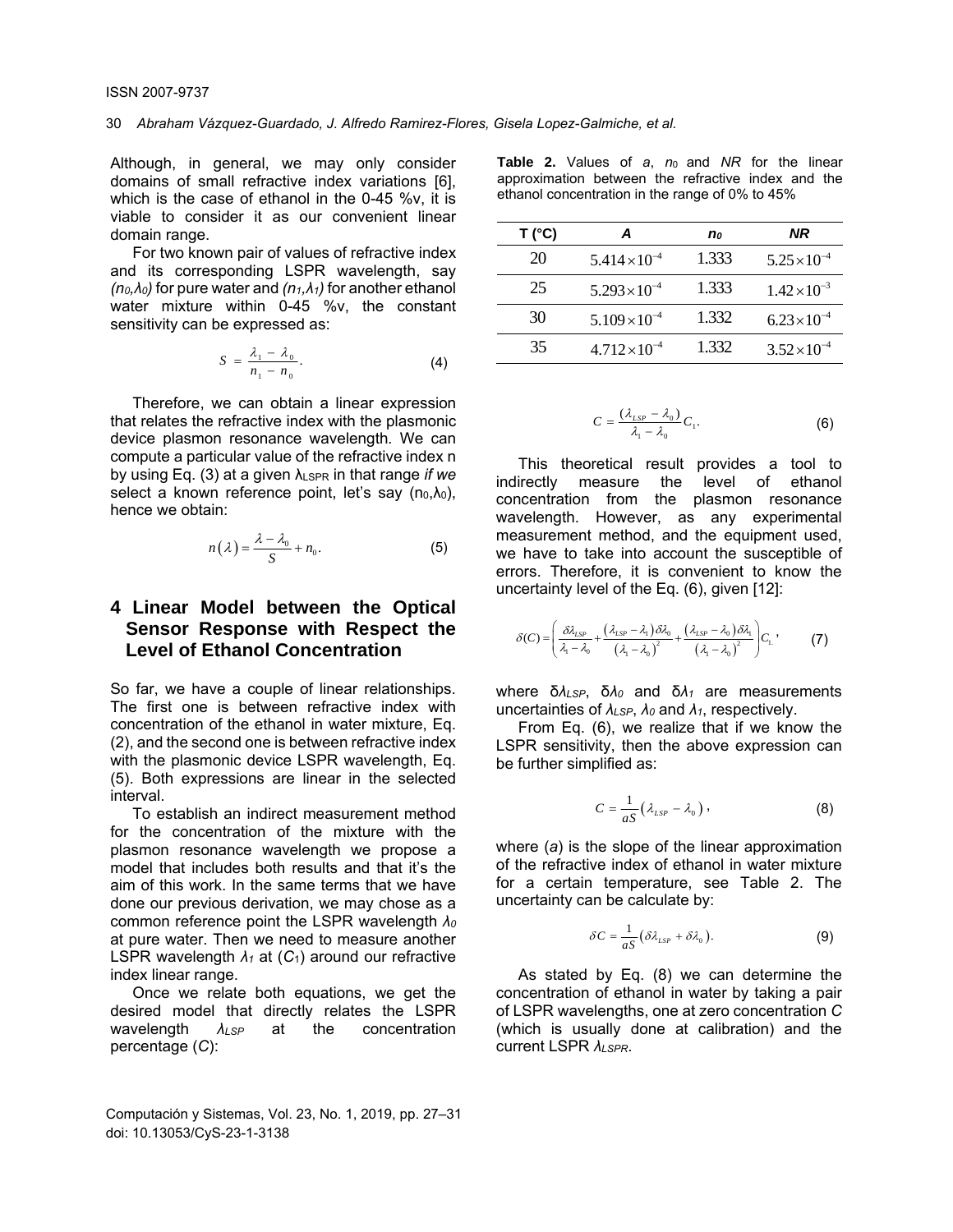Although, in general, we may only consider domains of small refractive index variations [6], which is the case of ethanol in the 0-45 %v, it is viable to consider it as our convenient linear domain range.

For two known pair of values of refractive index and its corresponding LSPR wavelength, say *($n_0$,$\lambda_0$)* for pure water and *($n_1$,$\lambda_1$)* for another ethanol water mixture within 0-45 %v, the constant sensitivity can be expressed as:

$$S = \frac{\lambda_1 - \lambda_0}{n_1 - n_0}. \tag{4}$$

Therefore, we can obtain a linear expression that relates the refractive index with the plasmonic device plasmon resonance wavelength. We can compute a particular value of the refractive index n by using Eq. (3) at a given $\lambda_{LSPR}$ in that range *if we* select a known reference point, let's say ($n_0$,$\lambda_0$), hence we obtain:

$$n(\lambda) = \frac{\lambda - \lambda_0}{S} + n_0. \tag{5}$$

## 4 Linear Model between the Optical Sensor Response with Respect the Level of Ethanol Concentration

So far, we have a couple of linear relationships. The first one is between refractive index with concentration of the ethanol in water mixture, Eq. (2), and the second one is between refractive index with the plasmonic device LSPR wavelength, Eq. (5). Both expressions are linear in the selected interval.

To establish an indirect measurement method for the concentration of the mixture with the plasmon resonance wavelength we propose a model that includes both results and that it's the aim of this work. In the same terms that we have done our previous derivation, we may chose as a common reference point the LSPR wavelength $\lambda_0$ at pure water. Then we need to measure another LSPR wavelength $\lambda_1$ at ($C_1$) around our refractive index linear range.

Once we relate both equations, we get the desired model that directly relates the LSPR wavelength $\lambda_{LSP}$ at the concentration percentage ($C$):

**Table 2.** Values of *a*, $n_0$ and *NR* for the linear approximation between the refractive index and the ethanol concentration in the range of 0% to 45%

| T (°C) | A | $n_0$ | NR |
|---|---|---|---|
| 20 | $5.414\times10^{-4}$ | 1.333 | $5.25\times10^{-4}$ |
| 25 | $5.293\times10^{-4}$ | 1.333 | $1.42\times10^{-3}$ |
| 30 | $5.109\times10^{-4}$ | 1.332 | $6.23\times10^{-4}$ |
| 35 | $4.712\times10^{-4}$ | 1.332 | $3.52\times10^{-4}$ |

$$C = \frac{(\lambda_{LSP} - \lambda_0)}{\lambda_1 - \lambda_0} C_1. \tag{6}$$

This theoretical result provides a tool to indirectly measure the level of ethanol concentration from the plasmon resonance wavelength. However, as any experimental measurement method, and the equipment used, we have to take into account the susceptible of errors. Therefore, it is convenient to know the uncertainty level of the Eq. (6), given [12]:

$$\delta(C) = \left( \frac{\delta\lambda_{LSP}}{\lambda_1 - \lambda_0} + \frac{(\lambda_{LSP} - \lambda_1)\delta\lambda_0}{(\lambda_1 - \lambda_0)^2} + \frac{(\lambda_{LSP} - \lambda_0)\delta\lambda_1}{(\lambda_1 - \lambda_0)^2} \right) C_1, \tag{7}$$

where $\delta\lambda_{LSP}$, $\delta\lambda_0$ and $\delta\lambda_1$ are measurements uncertainties of $\lambda_{LSP}$, $\lambda_0$ and $\lambda_1$, respectively.

From Eq. (6), we realize that if we know the LSPR sensitivity, then the above expression can be further simplified as:

$$C = \frac{1}{aS}(\lambda_{LSP} - \lambda_0), \tag{8}$$

where ($a$) is the slope of the linear approximation of the refractive index of ethanol in water mixture for a certain temperature, see Table 2. The uncertainty can be calculate by:

$$\delta C = \frac{1}{aS}(\delta\lambda_{LSP} + \delta\lambda_0). \tag{9}$$

As stated by Eq. (8) we can determine the concentration of ethanol in water by taking a pair of LSPR wavelengths, one at zero concentration *C* (which is usually done at calibration) and the current LSPR $\lambda_{LSPR}$.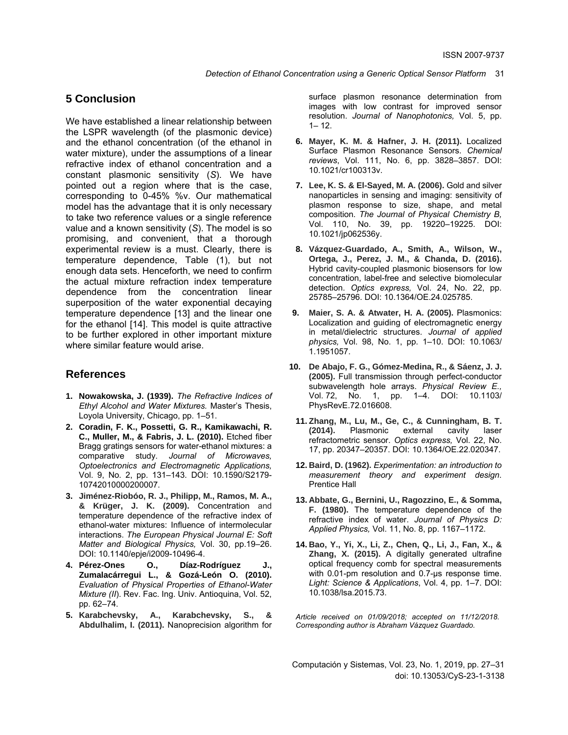## 5 Conclusion

We have established a linear relationship between the LSPR wavelength (of the plasmonic device) and the ethanol concentration (of the ethanol in water mixture), under the assumptions of a linear refractive index of ethanol concentration and a constant plasmonic sensitivity (*S*). We have pointed out a region where that is the case, corresponding to 0-45% %v. Our mathematical model has the advantage that it is only necessary to take two reference values or a single reference value and a known sensitivity (*S*). The model is so promising, and convenient, that a thorough experimental review is a must. Clearly, there is temperature dependence, Table (1), but not enough data sets. Henceforth, we need to confirm the actual mixture refraction index temperature dependence from the concentration linear superposition of the water exponential decaying temperature dependence [13] and the linear one for the ethanol [14]. This model is quite attractive to be further explored in other important mixture where similar feature would arise.

## References

1. **Nowakowska, J. (1939).** *The Refractive Indices of Ethyl Alcohol and Water Mixtures.* Master's Thesis, Loyola University, Chicago, pp. 1–51.
2. **Coradin, F. K., Possetti, G. R., Kamikawachi, R. C., Muller, M., & Fabris, J. L. (2010).** Etched fiber Bragg gratings sensors for water-ethanol mixtures: a comparative study. *Journal of Microwaves, Optoelectronics and Electromagnetic Applications,* Vol. 9, No. 2, pp. 131–143. DOI: 10.1590/S2179-10742010000200007.
3. **Jiménez-Riobóo, R. J., Philipp, M., Ramos, M. A., & Krüger, J. K. (2009).** Concentration and temperature dependence of the refractive index of ethanol-water mixtures: Influence of intermolecular interactions. *The European Physical Journal E: Soft Matter and Biological Physics,* Vol. 30, pp.19–26. DOI: 10.1140/epje/i2009-10496-4.
4. **Pérez-Ones O., Díaz-Rodríguez J., Zumalacárregui L., & Gozá-León O. (2010).** *Evaluation of Physical Properties of Ethanol-Water Mixture (II*). Rev. Fac. Ing. Univ. Antioquina, Vol. 52, pp. 62–74.
5. **Karabchevsky, A., Karabchevsky, S., & Abdulhalim, I. (2011).** Nanoprecision algorithm for surface plasmon resonance determination from images with low contrast for improved sensor resolution. *Journal of Nanophotonics,* Vol. 5, pp. 1– 12.
6. **Mayer, K. M. & Hafner, J. H. (2011).** Localized Surface Plasmon Resonance Sensors. *Chemical reviews*, Vol. 111, No. 6, pp. 3828–3857. DOI: 10.1021/cr100313v.
7. **Lee, K. S. & El-Sayed, M. A. (2006).** Gold and silver nanoparticles in sensing and imaging: sensitivity of plasmon response to size, shape, and metal composition. *The Journal of Physical Chemistry B,* Vol. 110, No. 39, pp. 19220–19225. DOI: 10.1021/jp062536y.
8. **Vázquez-Guardado, A., Smith, A., Wilson, W., Ortega, J., Perez, J. M., & Chanda, D. (2016).** Hybrid cavity-coupled plasmonic biosensors for low concentration, label-free and selective biomolecular detection. *Optics express,* Vol. 24, No. 22, pp. 25785–25796. DOI: 10.1364/OE.24.025785.
9. **Maier, S. A. & Atwater, H. A. (2005).** Plasmonics: Localization and guiding of electromagnetic energy in metal/dielectric structures. *Journal of applied physics,* Vol. 98, No. 1, pp. 1–10. DOI: 10.1063/ 1.1951057.
10. **De Abajo, F. G., Gómez-Medina, R., & Sáenz, J. J. (2005).** Full transmission through perfect-conductor subwavelength hole arrays. *Physical Review E.,* Vol. 72, No. 1, pp. 1–4. DOI: 10.1103/ PhysRevE.72.016608.
11. **Zhang, M., Lu, M., Ge, C., & Cunningham, B. T. (2014).** Plasmonic external cavity laser refractometric sensor. *Optics express,* Vol. 22, No. 17, pp. 20347–20357. DOI: 10.1364/OE.22.020347.
12. **Baird, D. (1962).** *Experimentation: an introduction to measurement theory and experiment design*. Prentice Hall
13. **Abbate, G., Bernini, U., Ragozzino, E., & Somma, F. (1980).** The temperature dependence of the refractive index of water. *Journal of Physics D: Applied Physics,* Vol. 11, No. 8, pp. 1167–1172.
14. **Bao, Y., Yi, X., Li, Z., Chen, Q., Li, J., Fan, X., & Zhang, X. (2015).** A digitally generated ultrafine optical frequency comb for spectral measurements with 0.01-pm resolution and 0.7-μs response time. *Light: Science & Applications*, Vol. 4, pp. 1–7. DOI: 10.1038/lsa.2015.73.

*Article received on 01/09/2018; accepted on 11/12/2018. Corresponding author is Abraham Vázquez Guardado.*